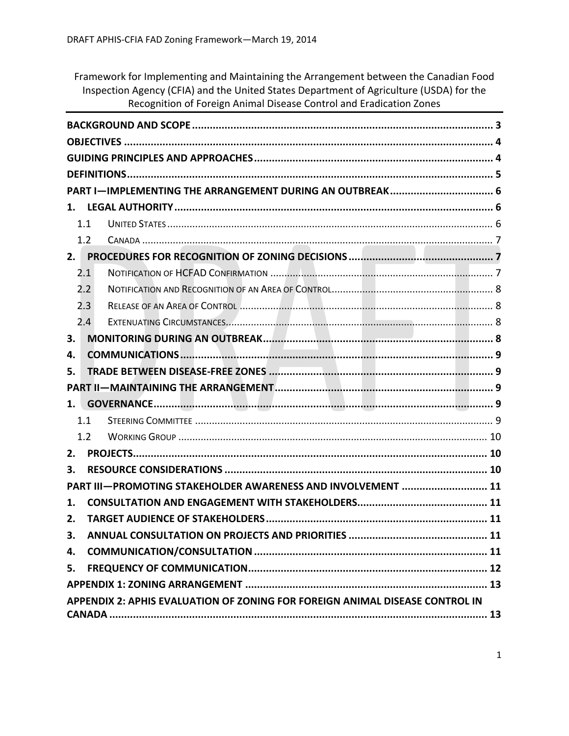Framework for Implementing and Maintaining the Arrangement between the Canadian Food Inspection Agency (CFIA) and the United States Department of Agriculture (USDA) for the Recognition of Foreign Animal Disease Control and Eradication Zones

**BACKGROUND AND SCOPE** ..... 3
**OBJECTIVES** ..... 4
**GUIDING PRINCIPLES AND APPROACHES** ..... 4
**DEFINITIONS** ..... 5
**PART I—IMPLEMENTING THE ARRANGEMENT DURING AN OUTBREAK** ..... 6
**1. LEGAL AUTHORITY** ..... 6
- 1.1 UNITED STATES ..... 6
- 1.2 CANADA ..... 7

**2. PROCEDURES FOR RECOGNITION OF ZONING DECISIONS** ..... 7
- 2.1 NOTIFICATION OF HCFAD CONFIRMATION ..... 7
- 2.2 NOTIFICATION AND RECOGNITION OF AN AREA OF CONTROL ..... 8
- 2.3 RELEASE OF AN AREA OF CONTROL ..... 8
- 2.4 EXTENUATING CIRCUMSTANCES ..... 8

**3. MONITORING DURING AN OUTBREAK** ..... 8
**4. COMMUNICATIONS** ..... 9
**5. TRADE BETWEEN DISEASE-FREE ZONES** ..... 9
**PART II—MAINTAINING THE ARRANGEMENT** ..... 9
**1. GOVERNANCE** ..... 9
- 1.1 STEERING COMMITTEE ..... 9
- 1.2 WORKING GROUP ..... 10

**2. PROJECTS** ..... 10
**3. RESOURCE CONSIDERATIONS** ..... 10
**PART III—PROMOTING STAKEHOLDER AWARENESS AND INVOLVEMENT** ..... 11
**1. CONSULTATION AND ENGAGEMENT WITH STAKEHOLDERS** ..... 11
**2. TARGET AUDIENCE OF STAKEHOLDERS** ..... 11
**3. ANNUAL CONSULTATION ON PROJECTS AND PRIORITIES** ..... 11
**4. COMMUNICATION/CONSULTATION** ..... 11
**5. FREQUENCY OF COMMUNICATION** ..... 12
**APPENDIX 1: ZONING ARRANGEMENT** ..... 13
**APPENDIX 2: APHIS EVALUATION OF ZONING FOR FOREIGN ANIMAL DISEASE CONTROL IN CANADA** ..... 13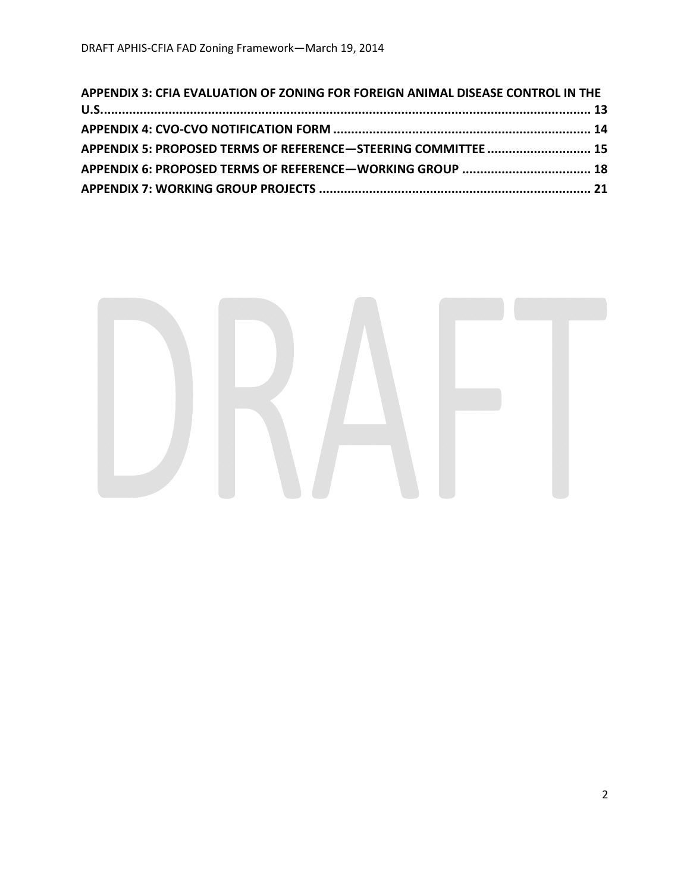**APPENDIX 3: CFIA EVALUATION OF ZONING FOR FOREIGN ANIMAL DISEASE CONTROL IN THE U.S. ........ 13**

**APPENDIX 4: CVO-CVO NOTIFICATION FORM ........ 14**

**APPENDIX 5: PROPOSED TERMS OF REFERENCE—STEERING COMMITTEE ........ 15**

**APPENDIX 6: PROPOSED TERMS OF REFERENCE—WORKING GROUP ........ 18**

**APPENDIX 7: WORKING GROUP PROJECTS ........ 21**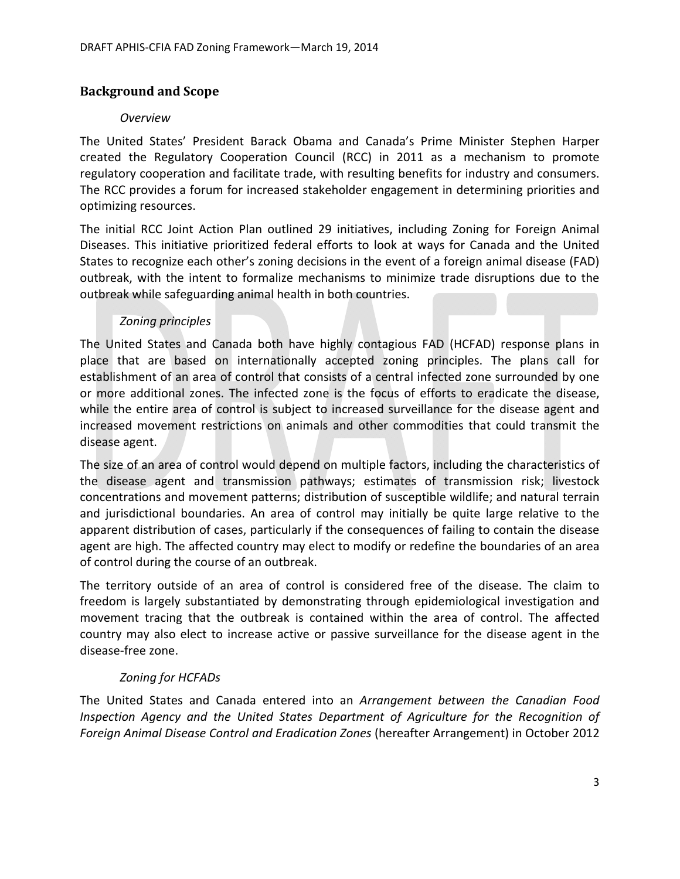## Background and Scope

### *Overview*

The United States' President Barack Obama and Canada's Prime Minister Stephen Harper created the Regulatory Cooperation Council (RCC) in 2011 as a mechanism to promote regulatory cooperation and facilitate trade, with resulting benefits for industry and consumers. The RCC provides a forum for increased stakeholder engagement in determining priorities and optimizing resources.

The initial RCC Joint Action Plan outlined 29 initiatives, including Zoning for Foreign Animal Diseases. This initiative prioritized federal efforts to look at ways for Canada and the United States to recognize each other's zoning decisions in the event of a foreign animal disease (FAD) outbreak, with the intent to formalize mechanisms to minimize trade disruptions due to the outbreak while safeguarding animal health in both countries.

### *Zoning principles*

The United States and Canada both have highly contagious FAD (HCFAD) response plans in place that are based on internationally accepted zoning principles. The plans call for establishment of an area of control that consists of a central infected zone surrounded by one or more additional zones. The infected zone is the focus of efforts to eradicate the disease, while the entire area of control is subject to increased surveillance for the disease agent and increased movement restrictions on animals and other commodities that could transmit the disease agent.

The size of an area of control would depend on multiple factors, including the characteristics of the disease agent and transmission pathways; estimates of transmission risk; livestock concentrations and movement patterns; distribution of susceptible wildlife; and natural terrain and jurisdictional boundaries. An area of control may initially be quite large relative to the apparent distribution of cases, particularly if the consequences of failing to contain the disease agent are high. The affected country may elect to modify or redefine the boundaries of an area of control during the course of an outbreak.

The territory outside of an area of control is considered free of the disease. The claim to freedom is largely substantiated by demonstrating through epidemiological investigation and movement tracing that the outbreak is contained within the area of control. The affected country may also elect to increase active or passive surveillance for the disease agent in the disease-free zone.

### *Zoning for HCFADs*

The United States and Canada entered into an *Arrangement between the Canadian Food Inspection Agency and the United States Department of Agriculture for the Recognition of Foreign Animal Disease Control and Eradication Zones* (hereafter Arrangement) in October 2012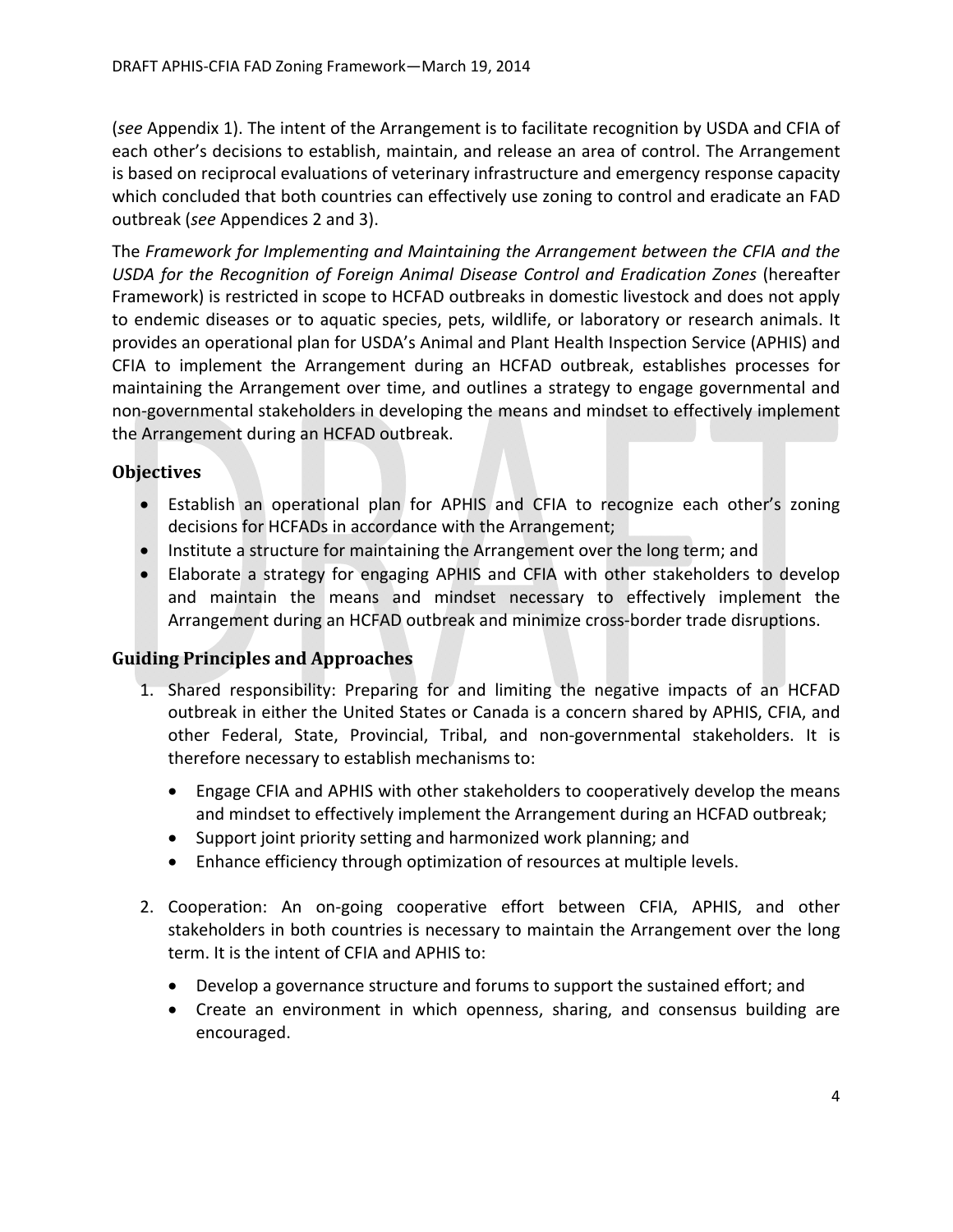(*see* Appendix 1). The intent of the Arrangement is to facilitate recognition by USDA and CFIA of each other's decisions to establish, maintain, and release an area of control. The Arrangement is based on reciprocal evaluations of veterinary infrastructure and emergency response capacity which concluded that both countries can effectively use zoning to control and eradicate an FAD outbreak (*see* Appendices 2 and 3).

The *Framework for Implementing and Maintaining the Arrangement between the CFIA and the USDA for the Recognition of Foreign Animal Disease Control and Eradication Zones* (hereafter Framework) is restricted in scope to HCFAD outbreaks in domestic livestock and does not apply to endemic diseases or to aquatic species, pets, wildlife, or laboratory or research animals. It provides an operational plan for USDA's Animal and Plant Health Inspection Service (APHIS) and CFIA to implement the Arrangement during an HCFAD outbreak, establishes processes for maintaining the Arrangement over time, and outlines a strategy to engage governmental and non-governmental stakeholders in developing the means and mindset to effectively implement the Arrangement during an HCFAD outbreak.

## Objectives

- Establish an operational plan for APHIS and CFIA to recognize each other's zoning decisions for HCFADs in accordance with the Arrangement;
- Institute a structure for maintaining the Arrangement over the long term; and
- Elaborate a strategy for engaging APHIS and CFIA with other stakeholders to develop and maintain the means and mindset necessary to effectively implement the Arrangement during an HCFAD outbreak and minimize cross-border trade disruptions.

## Guiding Principles and Approaches

1. Shared responsibility: Preparing for and limiting the negative impacts of an HCFAD outbreak in either the United States or Canada is a concern shared by APHIS, CFIA, and other Federal, State, Provincial, Tribal, and non-governmental stakeholders. It is therefore necessary to establish mechanisms to:
   - Engage CFIA and APHIS with other stakeholders to cooperatively develop the means and mindset to effectively implement the Arrangement during an HCFAD outbreak;
   - Support joint priority setting and harmonized work planning; and
   - Enhance efficiency through optimization of resources at multiple levels.

2. Cooperation: An on-going cooperative effort between CFIA, APHIS, and other stakeholders in both countries is necessary to maintain the Arrangement over the long term. It is the intent of CFIA and APHIS to:
   - Develop a governance structure and forums to support the sustained effort; and
   - Create an environment in which openness, sharing, and consensus building are encouraged.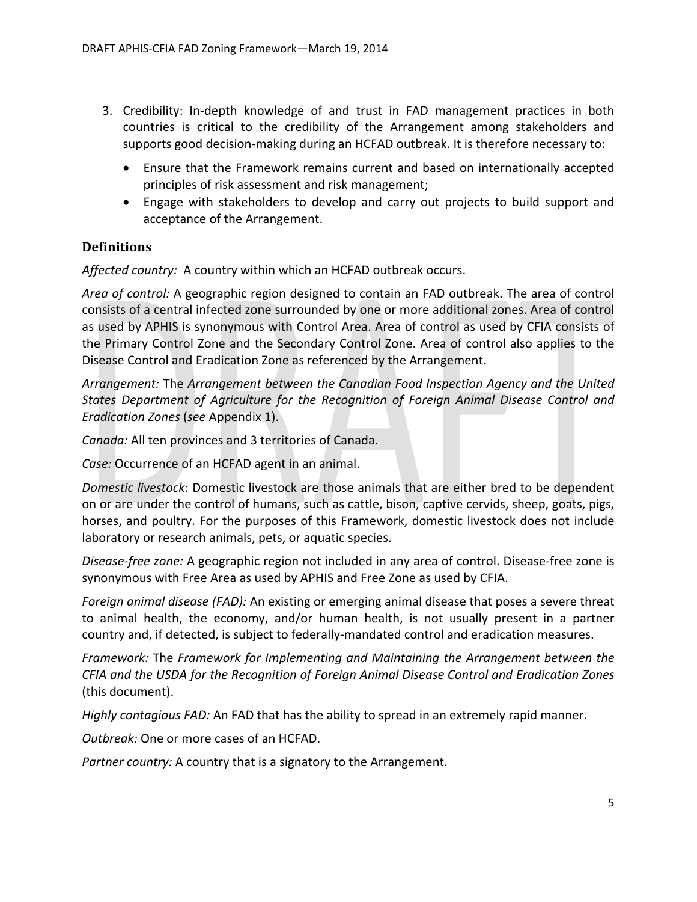3. Credibility: In-depth knowledge of and trust in FAD management practices in both countries is critical to the credibility of the Arrangement among stakeholders and supports good decision-making during an HCFAD outbreak. It is therefore necessary to:
    - Ensure that the Framework remains current and based on internationally accepted principles of risk assessment and risk management;
    - Engage with stakeholders to develop and carry out projects to build support and acceptance of the Arrangement.

## Definitions

*Affected country:* A country within which an HCFAD outbreak occurs.

*Area of control:* A geographic region designed to contain an FAD outbreak. The area of control consists of a central infected zone surrounded by one or more additional zones. Area of control as used by APHIS is synonymous with Control Area. Area of control as used by CFIA consists of the Primary Control Zone and the Secondary Control Zone. Area of control also applies to the Disease Control and Eradication Zone as referenced by the Arrangement.

*Arrangement:* The *Arrangement between the Canadian Food Inspection Agency and the United States Department of Agriculture for the Recognition of Foreign Animal Disease Control and Eradication Zones* (*see* Appendix 1).

*Canada:* All ten provinces and 3 territories of Canada.

*Case:* Occurrence of an HCFAD agent in an animal.

*Domestic livestock*: Domestic livestock are those animals that are either bred to be dependent on or are under the control of humans, such as cattle, bison, captive cervids, sheep, goats, pigs, horses, and poultry. For the purposes of this Framework, domestic livestock does not include laboratory or research animals, pets, or aquatic species.

*Disease-free zone:* A geographic region not included in any area of control. Disease-free zone is synonymous with Free Area as used by APHIS and Free Zone as used by CFIA.

*Foreign animal disease (FAD):* An existing or emerging animal disease that poses a severe threat to animal health, the economy, and/or human health, is not usually present in a partner country and, if detected, is subject to federally-mandated control and eradication measures.

*Framework:* The *Framework for Implementing and Maintaining the Arrangement between the CFIA and the USDA for the Recognition of Foreign Animal Disease Control and Eradication Zones* (this document).

*Highly contagious FAD:* An FAD that has the ability to spread in an extremely rapid manner.

*Outbreak:* One or more cases of an HCFAD.

*Partner country:* A country that is a signatory to the Arrangement.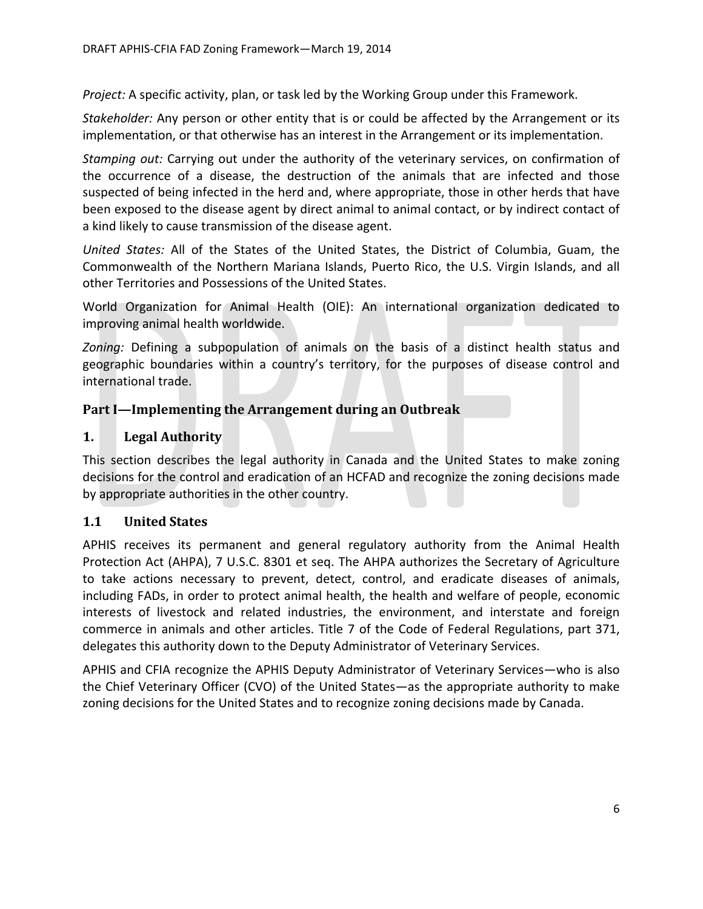*Project:* A specific activity, plan, or task led by the Working Group under this Framework.

*Stakeholder:* Any person or other entity that is or could be affected by the Arrangement or its implementation, or that otherwise has an interest in the Arrangement or its implementation.

*Stamping out:* Carrying out under the authority of the veterinary services, on confirmation of the occurrence of a disease, the destruction of the animals that are infected and those suspected of being infected in the herd and, where appropriate, those in other herds that have been exposed to the disease agent by direct animal to animal contact, or by indirect contact of a kind likely to cause transmission of the disease agent.

*United States:* All of the States of the United States, the District of Columbia, Guam, the Commonwealth of the Northern Mariana Islands, Puerto Rico, the U.S. Virgin Islands, and all other Territories and Possessions of the United States.

World Organization for Animal Health (OIE): An international organization dedicated to improving animal health worldwide.

*Zoning:* Defining a subpopulation of animals on the basis of a distinct health status and geographic boundaries within a country's territory, for the purposes of disease control and international trade.

## Part I—Implementing the Arrangement during an Outbreak

### 1. Legal Authority

This section describes the legal authority in Canada and the United States to make zoning decisions for the control and eradication of an HCFAD and recognize the zoning decisions made by appropriate authorities in the other country.

### 1.1 United States

APHIS receives its permanent and general regulatory authority from the Animal Health Protection Act (AHPA), 7 U.S.C. 8301 et seq. The AHPA authorizes the Secretary of Agriculture to take actions necessary to prevent, detect, control, and eradicate diseases of animals, including FADs, in order to protect animal health, the health and welfare of people, economic interests of livestock and related industries, the environment, and interstate and foreign commerce in animals and other articles. Title 7 of the Code of Federal Regulations, part 371, delegates this authority down to the Deputy Administrator of Veterinary Services.

APHIS and CFIA recognize the APHIS Deputy Administrator of Veterinary Services—who is also the Chief Veterinary Officer (CVO) of the United States—as the appropriate authority to make zoning decisions for the United States and to recognize zoning decisions made by Canada.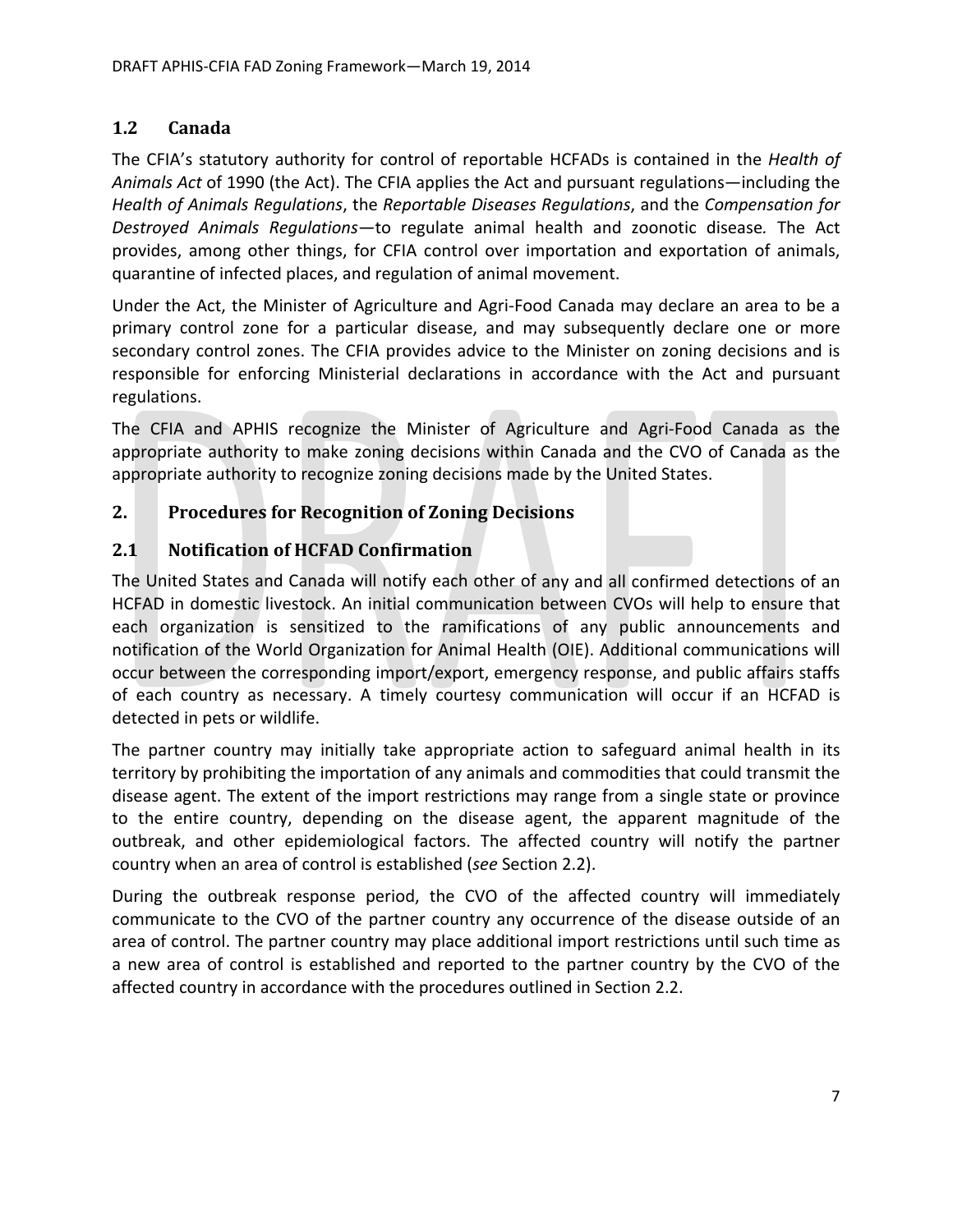## 1.2 Canada

The CFIA's statutory authority for control of reportable HCFADs is contained in the *Health of Animals Act* of 1990 (the Act). The CFIA applies the Act and pursuant regulations—including the *Health of Animals Regulations*, the *Reportable Diseases Regulations*, and the *Compensation for Destroyed Animals Regulations*—to regulate animal health and zoonotic disease. The Act provides, among other things, for CFIA control over importation and exportation of animals, quarantine of infected places, and regulation of animal movement.

Under the Act, the Minister of Agriculture and Agri-Food Canada may declare an area to be a primary control zone for a particular disease, and may subsequently declare one or more secondary control zones. The CFIA provides advice to the Minister on zoning decisions and is responsible for enforcing Ministerial declarations in accordance with the Act and pursuant regulations.

The CFIA and APHIS recognize the Minister of Agriculture and Agri-Food Canada as the appropriate authority to make zoning decisions within Canada and the CVO of Canada as the appropriate authority to recognize zoning decisions made by the United States.

# 2. Procedures for Recognition of Zoning Decisions

## 2.1 Notification of HCFAD Confirmation

The United States and Canada will notify each other of any and all confirmed detections of an HCFAD in domestic livestock. An initial communication between CVOs will help to ensure that each organization is sensitized to the ramifications of any public announcements and notification of the World Organization for Animal Health (OIE). Additional communications will occur between the corresponding import/export, emergency response, and public affairs staffs of each country as necessary. A timely courtesy communication will occur if an HCFAD is detected in pets or wildlife.

The partner country may initially take appropriate action to safeguard animal health in its territory by prohibiting the importation of any animals and commodities that could transmit the disease agent. The extent of the import restrictions may range from a single state or province to the entire country, depending on the disease agent, the apparent magnitude of the outbreak, and other epidemiological factors. The affected country will notify the partner country when an area of control is established (*see* Section 2.2).

During the outbreak response period, the CVO of the affected country will immediately communicate to the CVO of the partner country any occurrence of the disease outside of an area of control. The partner country may place additional import restrictions until such time as a new area of control is established and reported to the partner country by the CVO of the affected country in accordance with the procedures outlined in Section 2.2.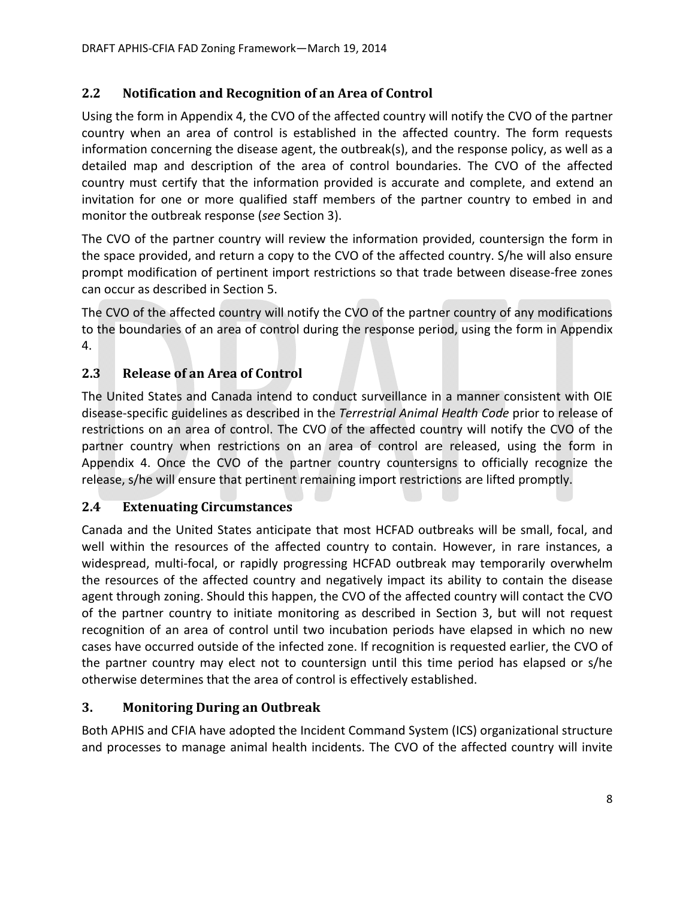## 2.2 Notification and Recognition of an Area of Control

Using the form in Appendix 4, the CVO of the affected country will notify the CVO of the partner country when an area of control is established in the affected country. The form requests information concerning the disease agent, the outbreak(s), and the response policy, as well as a detailed map and description of the area of control boundaries. The CVO of the affected country must certify that the information provided is accurate and complete, and extend an invitation for one or more qualified staff members of the partner country to embed in and monitor the outbreak response (*see* Section 3).

The CVO of the partner country will review the information provided, countersign the form in the space provided, and return a copy to the CVO of the affected country. S/he will also ensure prompt modification of pertinent import restrictions so that trade between disease-free zones can occur as described in Section 5.

The CVO of the affected country will notify the CVO of the partner country of any modifications to the boundaries of an area of control during the response period, using the form in Appendix 4.

## 2.3 Release of an Area of Control

The United States and Canada intend to conduct surveillance in a manner consistent with OIE disease-specific guidelines as described in the *Terrestrial Animal Health Code* prior to release of restrictions on an area of control. The CVO of the affected country will notify the CVO of the partner country when restrictions on an area of control are released, using the form in Appendix 4. Once the CVO of the partner country countersigns to officially recognize the release, s/he will ensure that pertinent remaining import restrictions are lifted promptly.

## 2.4 Extenuating Circumstances

Canada and the United States anticipate that most HCFAD outbreaks will be small, focal, and well within the resources of the affected country to contain. However, in rare instances, a widespread, multi-focal, or rapidly progressing HCFAD outbreak may temporarily overwhelm the resources of the affected country and negatively impact its ability to contain the disease agent through zoning. Should this happen, the CVO of the affected country will contact the CVO of the partner country to initiate monitoring as described in Section 3, but will not request recognition of an area of control until two incubation periods have elapsed in which no new cases have occurred outside of the infected zone. If recognition is requested earlier, the CVO of the partner country may elect not to countersign until this time period has elapsed or s/he otherwise determines that the area of control is effectively established.

# 3. Monitoring During an Outbreak

Both APHIS and CFIA have adopted the Incident Command System (ICS) organizational structure and processes to manage animal health incidents. The CVO of the affected country will invite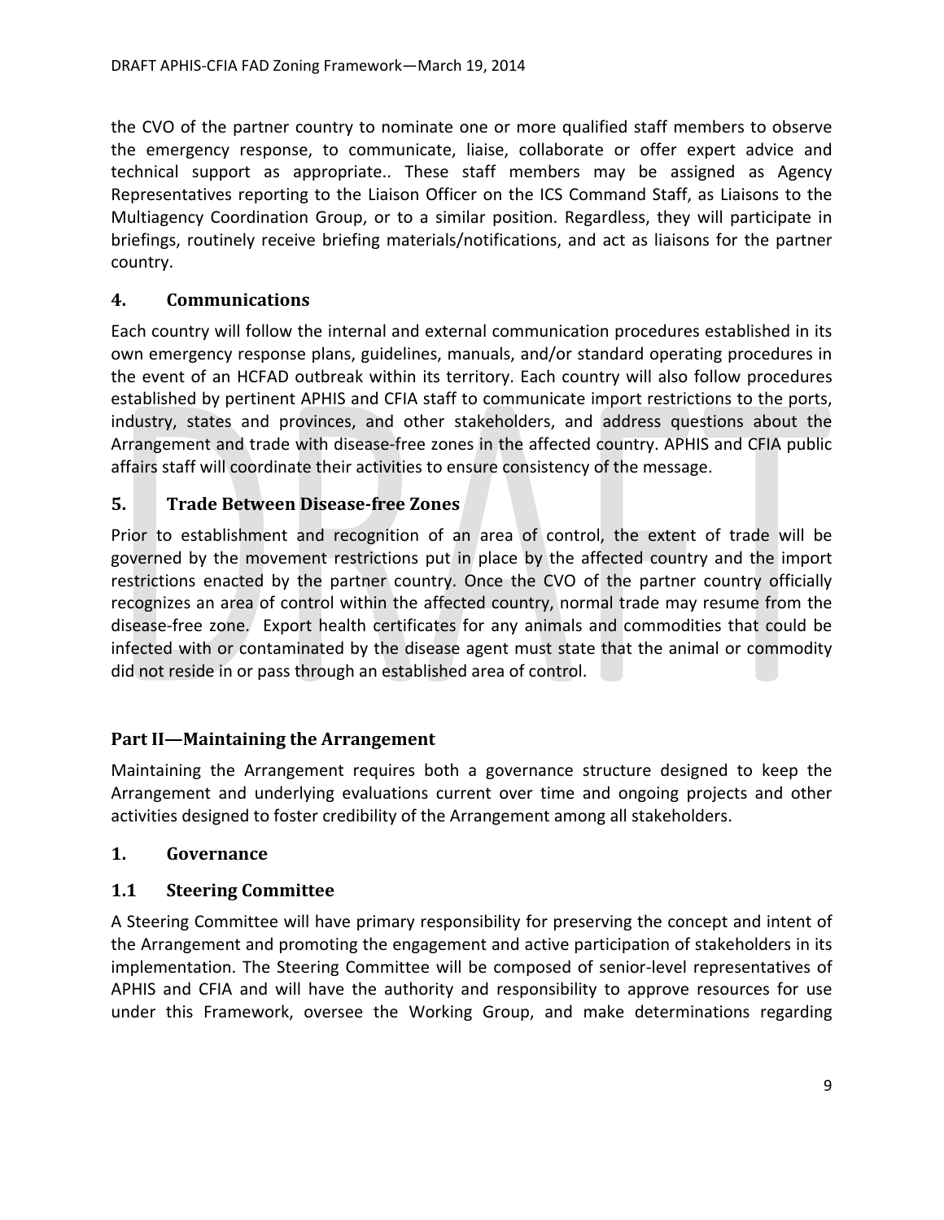the CVO of the partner country to nominate one or more qualified staff members to observe the emergency response, to communicate, liaise, collaborate or offer expert advice and technical support as appropriate.. These staff members may be assigned as Agency Representatives reporting to the Liaison Officer on the ICS Command Staff, as Liaisons to the Multiagency Coordination Group, or to a similar position. Regardless, they will participate in briefings, routinely receive briefing materials/notifications, and act as liaisons for the partner country.

### 4. Communications

Each country will follow the internal and external communication procedures established in its own emergency response plans, guidelines, manuals, and/or standard operating procedures in the event of an HCFAD outbreak within its territory. Each country will also follow procedures established by pertinent APHIS and CFIA staff to communicate import restrictions to the ports, industry, states and provinces, and other stakeholders, and address questions about the Arrangement and trade with disease-free zones in the affected country. APHIS and CFIA public affairs staff will coordinate their activities to ensure consistency of the message.

### 5. Trade Between Disease-free Zones

Prior to establishment and recognition of an area of control, the extent of trade will be governed by the movement restrictions put in place by the affected country and the import restrictions enacted by the partner country. Once the CVO of the partner country officially recognizes an area of control within the affected country, normal trade may resume from the disease-free zone. Export health certificates for any animals and commodities that could be infected with or contaminated by the disease agent must state that the animal or commodity did not reside in or pass through an established area of control.

## Part II—Maintaining the Arrangement

Maintaining the Arrangement requires both a governance structure designed to keep the Arrangement and underlying evaluations current over time and ongoing projects and other activities designed to foster credibility of the Arrangement among all stakeholders.

### 1. Governance

### 1.1 Steering Committee

A Steering Committee will have primary responsibility for preserving the concept and intent of the Arrangement and promoting the engagement and active participation of stakeholders in its implementation. The Steering Committee will be composed of senior-level representatives of APHIS and CFIA and will have the authority and responsibility to approve resources for use under this Framework, oversee the Working Group, and make determinations regarding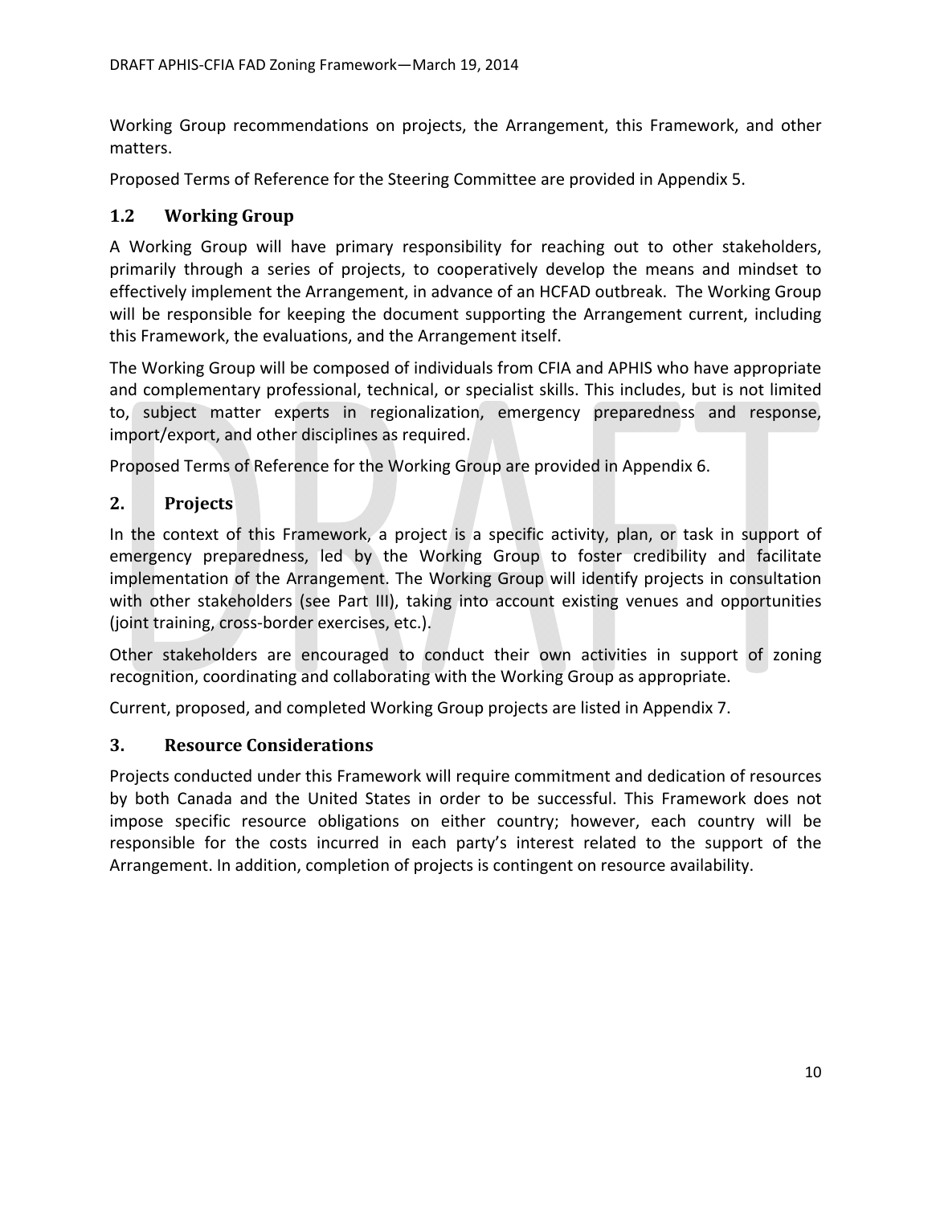Working Group recommendations on projects, the Arrangement, this Framework, and other matters.

Proposed Terms of Reference for the Steering Committee are provided in Appendix 5.

### 1.2 Working Group

A Working Group will have primary responsibility for reaching out to other stakeholders, primarily through a series of projects, to cooperatively develop the means and mindset to effectively implement the Arrangement, in advance of an HCFAD outbreak. The Working Group will be responsible for keeping the document supporting the Arrangement current, including this Framework, the evaluations, and the Arrangement itself.

The Working Group will be composed of individuals from CFIA and APHIS who have appropriate and complementary professional, technical, or specialist skills. This includes, but is not limited to, subject matter experts in regionalization, emergency preparedness and response, import/export, and other disciplines as required.

Proposed Terms of Reference for the Working Group are provided in Appendix 6.

## 2. Projects

In the context of this Framework, a project is a specific activity, plan, or task in support of emergency preparedness, led by the Working Group to foster credibility and facilitate implementation of the Arrangement. The Working Group will identify projects in consultation with other stakeholders (see Part III), taking into account existing venues and opportunities (joint training, cross-border exercises, etc.).

Other stakeholders are encouraged to conduct their own activities in support of zoning recognition, coordinating and collaborating with the Working Group as appropriate.

Current, proposed, and completed Working Group projects are listed in Appendix 7.

## 3. Resource Considerations

Projects conducted under this Framework will require commitment and dedication of resources by both Canada and the United States in order to be successful. This Framework does not impose specific resource obligations on either country; however, each country will be responsible for the costs incurred in each party's interest related to the support of the Arrangement. In addition, completion of projects is contingent on resource availability.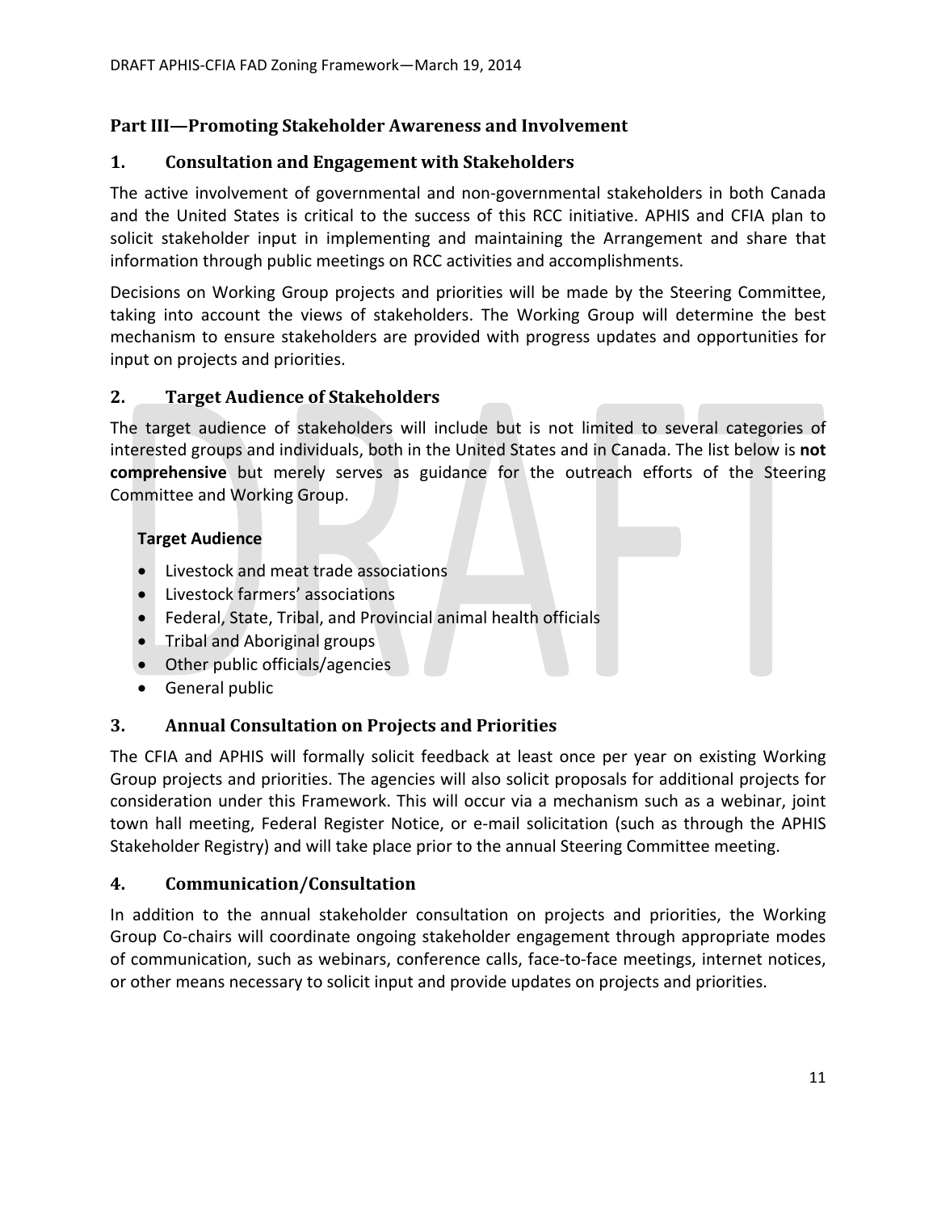## Part III—Promoting Stakeholder Awareness and Involvement

### 1. Consultation and Engagement with Stakeholders

The active involvement of governmental and non-governmental stakeholders in both Canada and the United States is critical to the success of this RCC initiative. APHIS and CFIA plan to solicit stakeholder input in implementing and maintaining the Arrangement and share that information through public meetings on RCC activities and accomplishments.

Decisions on Working Group projects and priorities will be made by the Steering Committee, taking into account the views of stakeholders. The Working Group will determine the best mechanism to ensure stakeholders are provided with progress updates and opportunities for input on projects and priorities.

### 2. Target Audience of Stakeholders

The target audience of stakeholders will include but is not limited to several categories of interested groups and individuals, both in the United States and in Canada. The list below is **not comprehensive** but merely serves as guidance for the outreach efforts of the Steering Committee and Working Group.

**Target Audience**

- Livestock and meat trade associations
- Livestock farmers' associations
- Federal, State, Tribal, and Provincial animal health officials
- Tribal and Aboriginal groups
- Other public officials/agencies
- General public

### 3. Annual Consultation on Projects and Priorities

The CFIA and APHIS will formally solicit feedback at least once per year on existing Working Group projects and priorities. The agencies will also solicit proposals for additional projects for consideration under this Framework. This will occur via a mechanism such as a webinar, joint town hall meeting, Federal Register Notice, or e-mail solicitation (such as through the APHIS Stakeholder Registry) and will take place prior to the annual Steering Committee meeting.

### 4. Communication/Consultation

In addition to the annual stakeholder consultation on projects and priorities, the Working Group Co-chairs will coordinate ongoing stakeholder engagement through appropriate modes of communication, such as webinars, conference calls, face-to-face meetings, internet notices, or other means necessary to solicit input and provide updates on projects and priorities.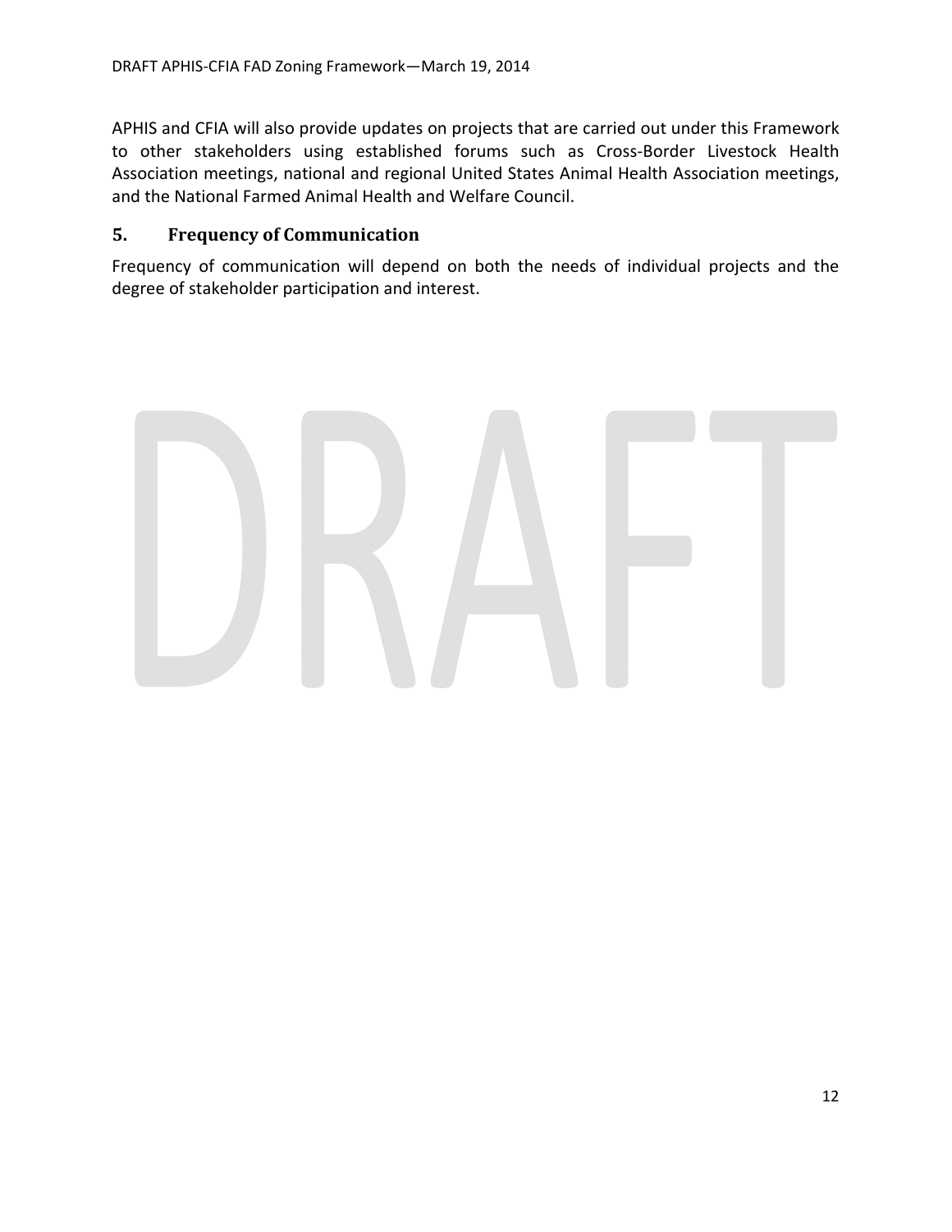APHIS and CFIA will also provide updates on projects that are carried out under this Framework to other stakeholders using established forums such as Cross-Border Livestock Health Association meetings, national and regional United States Animal Health Association meetings, and the National Farmed Animal Health and Welfare Council.

## 5. Frequency of Communication

Frequency of communication will depend on both the needs of individual projects and the degree of stakeholder participation and interest.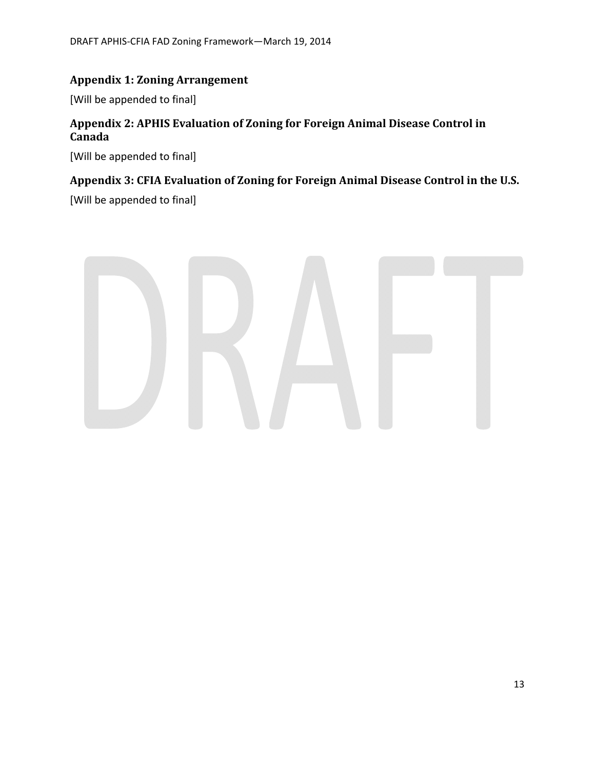### Appendix 1: Zoning Arrangement

[Will be appended to final]

### Appendix 2: APHIS Evaluation of Zoning for Foreign Animal Disease Control in Canada

[Will be appended to final]

### Appendix 3: CFIA Evaluation of Zoning for Foreign Animal Disease Control in the U.S.

[Will be appended to final]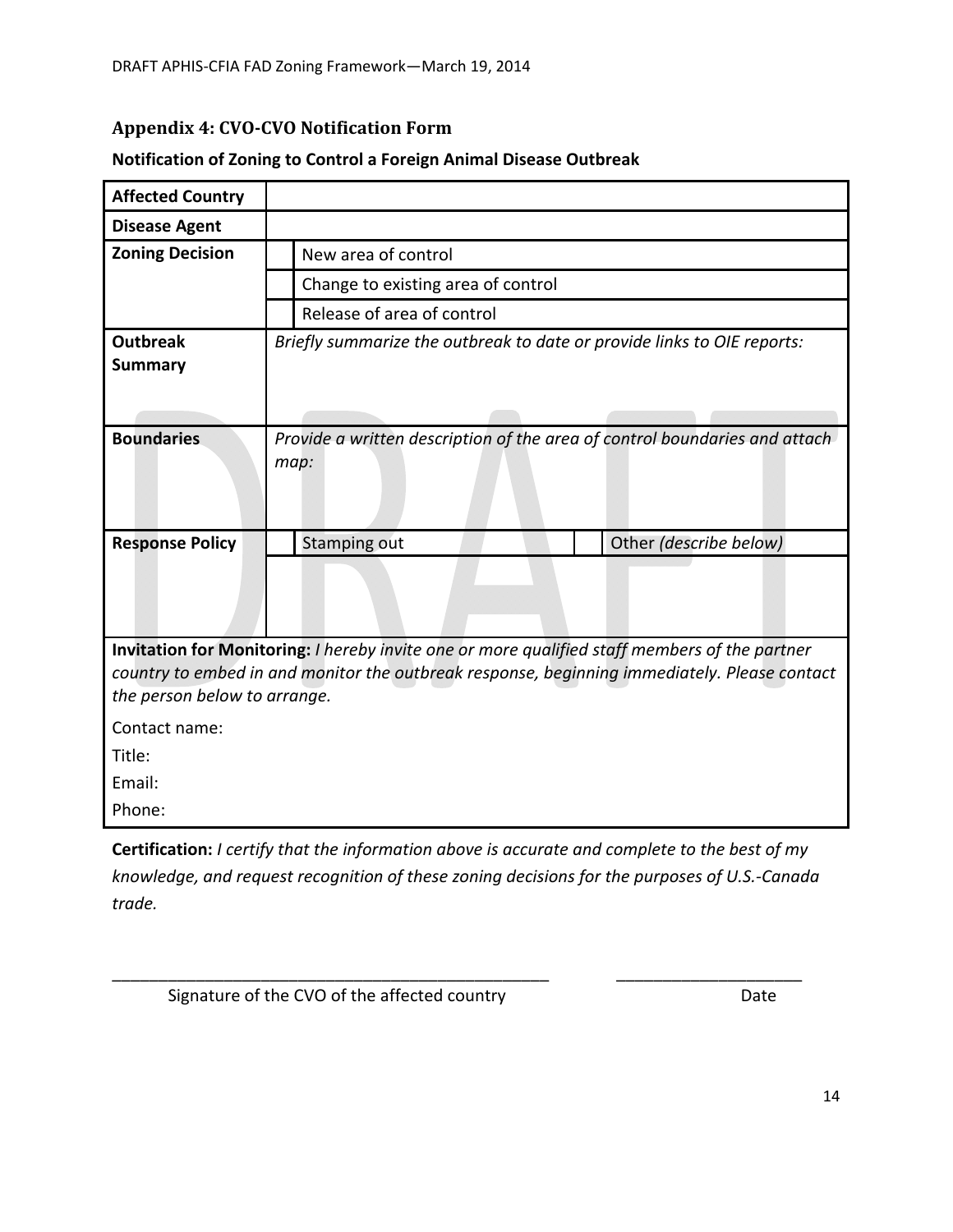## Appendix 4: CVO-CVO Notification Form

**Notification of Zoning to Control a Foreign Animal Disease Outbreak**

| **Affected Country** | | | | |
|---|---|---|---|---|
| **Disease Agent** | | | | |
| **Zoning Decision** | | New area of control | | |
| | | Change to existing area of control | | |
| | | Release of area of control | | |
| **Outbreak Summary** | *Briefly summarize the outbreak to date or provide links to OIE reports:* | | | |
| **Boundaries** | *Provide a written description of the area of control boundaries and attach map:* | | | |
| **Response Policy** | | Stamping out | | Other *(describe below)* |
| | | | | |

**Invitation for Monitoring:** *I hereby invite one or more qualified staff members of the partner country to embed in and monitor the outbreak response, beginning immediately. Please contact the person below to arrange.*

Contact name:

Title:

Email:

Phone:

**Certification:** *I certify that the information above is accurate and complete to the best of my knowledge, and request recognition of these zoning decisions for the purposes of U.S.-Canada trade.*

\_\_\_\_\_\_\_\_\_\_\_\_\_\_\_\_\_\_\_\_\_\_\_\_\_\_\_\_\_\_\_\_\_\_\_\_\_\_\_\_\_\_\_\_\_\_\_\_ \_\_\_\_\_\_\_\_\_\_\_\_\_\_\_\_\_\_\_\_

Signature of the CVO of the affected country Date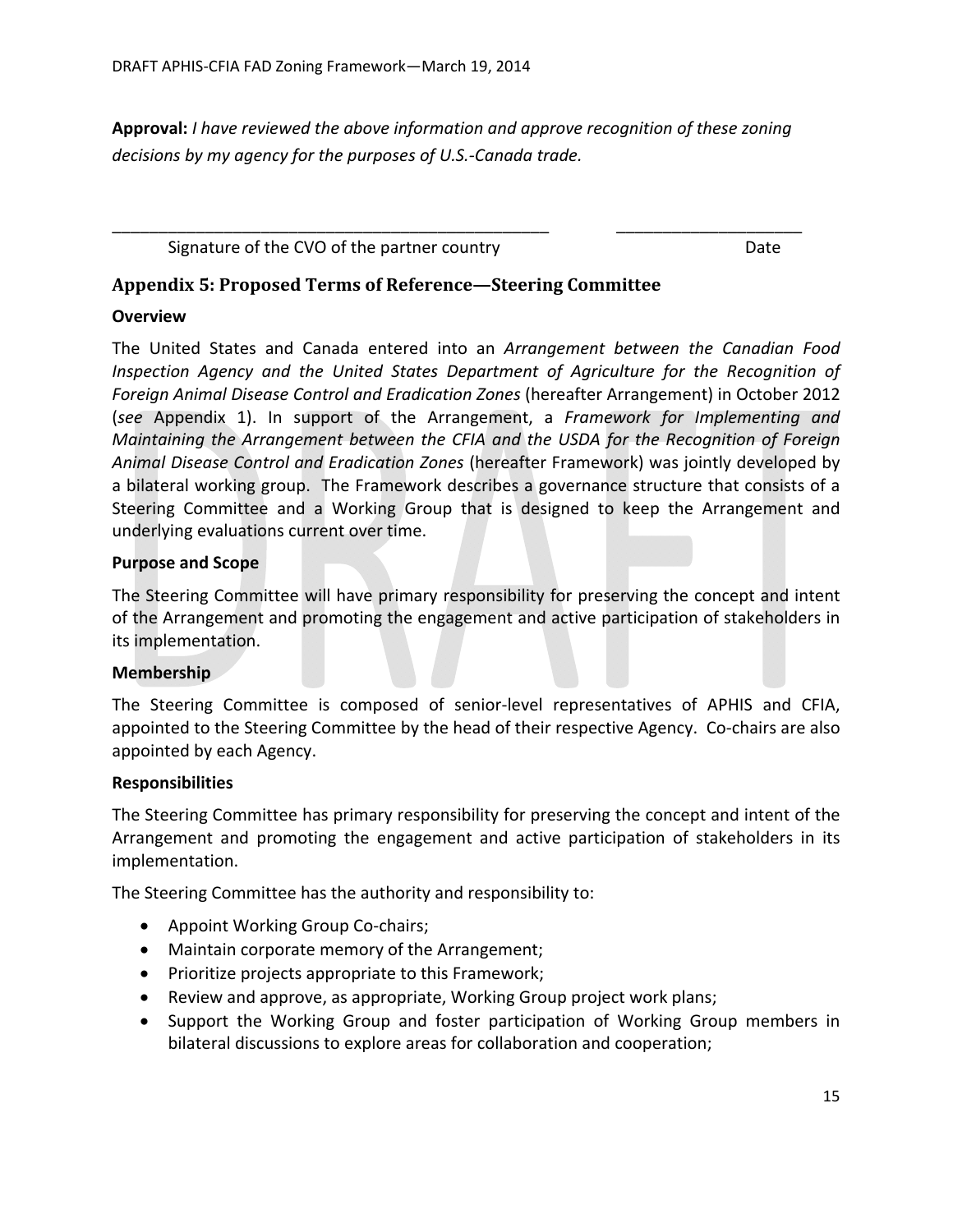**Approval:** *I have reviewed the above information and approve recognition of these zoning decisions by my agency for the purposes of U.S.-Canada trade.*

\_\_\_\_\_\_\_\_\_\_\_\_\_\_\_\_\_\_\_\_\_\_\_\_\_\_\_\_\_\_\_\_\_\_\_\_\_\_\_\_\_\_\_\_\_\_ \_\_\_\_\_\_\_\_\_\_\_\_\_\_\_\_\_\_\_\_

Signature of the CVO of the partner country Date

## Appendix 5: Proposed Terms of Reference—Steering Committee

**Overview**

The United States and Canada entered into an *Arrangement between the Canadian Food Inspection Agency and the United States Department of Agriculture for the Recognition of Foreign Animal Disease Control and Eradication Zones* (hereafter Arrangement) in October 2012 (*see* Appendix 1). In support of the Arrangement, a *Framework for Implementing and Maintaining the Arrangement between the CFIA and the USDA for the Recognition of Foreign Animal Disease Control and Eradication Zones* (hereafter Framework) was jointly developed by a bilateral working group. The Framework describes a governance structure that consists of a Steering Committee and a Working Group that is designed to keep the Arrangement and underlying evaluations current over time.

**Purpose and Scope**

The Steering Committee will have primary responsibility for preserving the concept and intent of the Arrangement and promoting the engagement and active participation of stakeholders in its implementation.

**Membership**

The Steering Committee is composed of senior-level representatives of APHIS and CFIA, appointed to the Steering Committee by the head of their respective Agency. Co-chairs are also appointed by each Agency.

**Responsibilities**

The Steering Committee has primary responsibility for preserving the concept and intent of the Arrangement and promoting the engagement and active participation of stakeholders in its implementation.

The Steering Committee has the authority and responsibility to:

- Appoint Working Group Co-chairs;
- Maintain corporate memory of the Arrangement;
- Prioritize projects appropriate to this Framework;
- Review and approve, as appropriate, Working Group project work plans;
- Support the Working Group and foster participation of Working Group members in bilateral discussions to explore areas for collaboration and cooperation;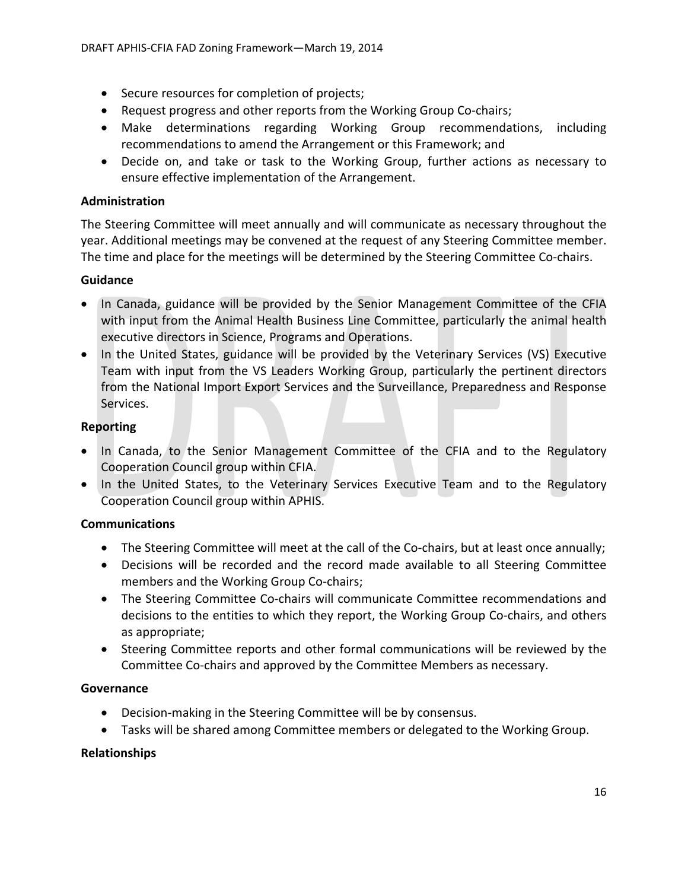- Secure resources for completion of projects;
- Request progress and other reports from the Working Group Co-chairs;
- Make determinations regarding Working Group recommendations, including recommendations to amend the Arrangement or this Framework; and
- Decide on, and take or task to the Working Group, further actions as necessary to ensure effective implementation of the Arrangement.

**Administration**

The Steering Committee will meet annually and will communicate as necessary throughout the year. Additional meetings may be convened at the request of any Steering Committee member. The time and place for the meetings will be determined by the Steering Committee Co-chairs.

**Guidance**

- In Canada, guidance will be provided by the Senior Management Committee of the CFIA with input from the Animal Health Business Line Committee, particularly the animal health executive directors in Science, Programs and Operations.
- In the United States, guidance will be provided by the Veterinary Services (VS) Executive Team with input from the VS Leaders Working Group, particularly the pertinent directors from the National Import Export Services and the Surveillance, Preparedness and Response Services.

**Reporting**

- In Canada, to the Senior Management Committee of the CFIA and to the Regulatory Cooperation Council group within CFIA.
- In the United States, to the Veterinary Services Executive Team and to the Regulatory Cooperation Council group within APHIS.

**Communications**

- The Steering Committee will meet at the call of the Co-chairs, but at least once annually;
- Decisions will be recorded and the record made available to all Steering Committee members and the Working Group Co-chairs;
- The Steering Committee Co-chairs will communicate Committee recommendations and decisions to the entities to which they report, the Working Group Co-chairs, and others as appropriate;
- Steering Committee reports and other formal communications will be reviewed by the Committee Co-chairs and approved by the Committee Members as necessary.

**Governance**

- Decision-making in the Steering Committee will be by consensus.
- Tasks will be shared among Committee members or delegated to the Working Group.

**Relationships**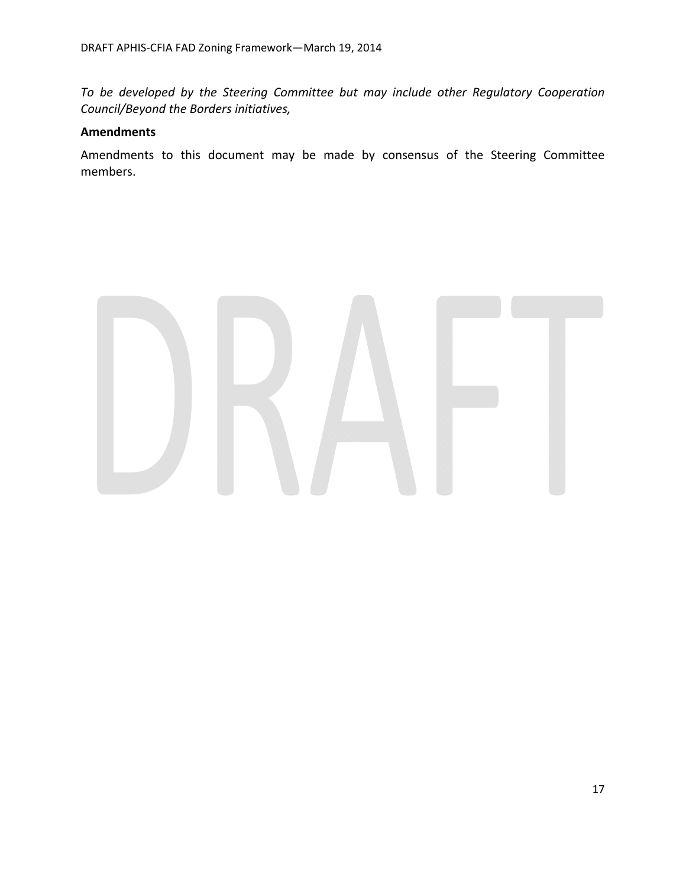*To be developed by the Steering Committee but may include other Regulatory Cooperation Council/Beyond the Borders initiatives,*

**Amendments**

Amendments to this document may be made by consensus of the Steering Committee members.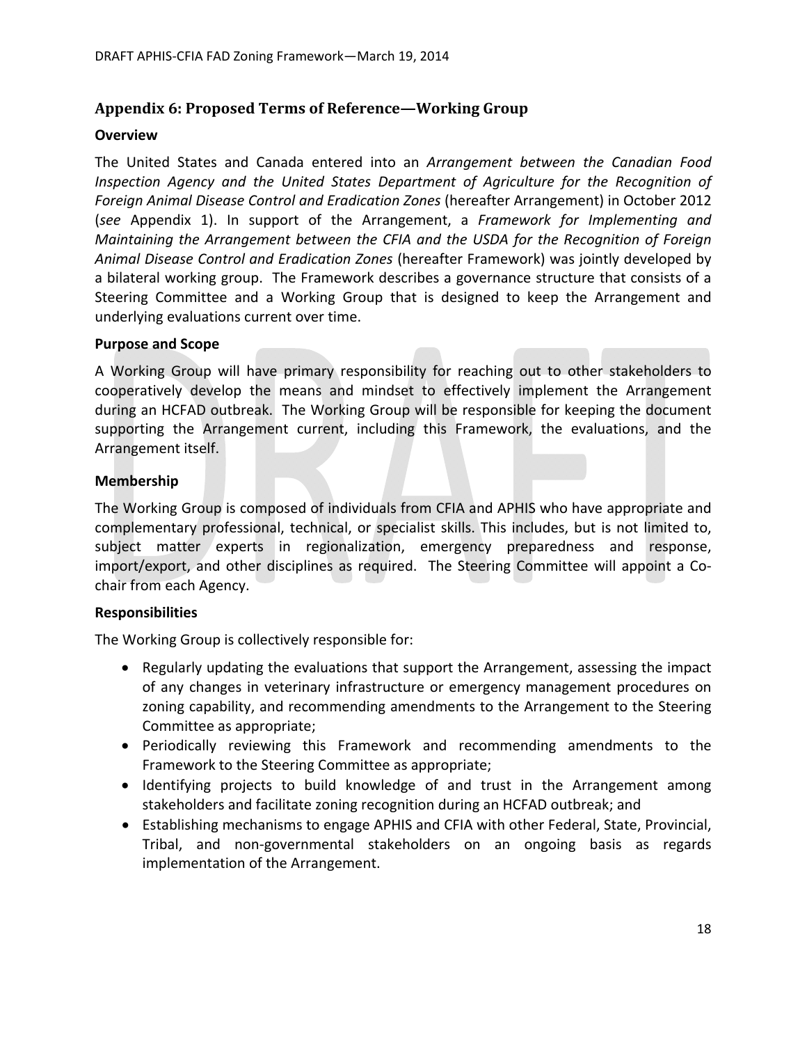## Appendix 6: Proposed Terms of Reference—Working Group

### Overview

The United States and Canada entered into an *Arrangement between the Canadian Food Inspection Agency and the United States Department of Agriculture for the Recognition of Foreign Animal Disease Control and Eradication Zones* (hereafter Arrangement) in October 2012 (*see* Appendix 1). In support of the Arrangement, a *Framework for Implementing and Maintaining the Arrangement between the CFIA and the USDA for the Recognition of Foreign Animal Disease Control and Eradication Zones* (hereafter Framework) was jointly developed by a bilateral working group. The Framework describes a governance structure that consists of a Steering Committee and a Working Group that is designed to keep the Arrangement and underlying evaluations current over time.

### Purpose and Scope

A Working Group will have primary responsibility for reaching out to other stakeholders to cooperatively develop the means and mindset to effectively implement the Arrangement during an HCFAD outbreak. The Working Group will be responsible for keeping the document supporting the Arrangement current, including this Framework, the evaluations, and the Arrangement itself.

### Membership

The Working Group is composed of individuals from CFIA and APHIS who have appropriate and complementary professional, technical, or specialist skills. This includes, but is not limited to, subject matter experts in regionalization, emergency preparedness and response, import/export, and other disciplines as required. The Steering Committee will appoint a Co-chair from each Agency.

### Responsibilities

The Working Group is collectively responsible for:

- Regularly updating the evaluations that support the Arrangement, assessing the impact of any changes in veterinary infrastructure or emergency management procedures on zoning capability, and recommending amendments to the Arrangement to the Steering Committee as appropriate;
- Periodically reviewing this Framework and recommending amendments to the Framework to the Steering Committee as appropriate;
- Identifying projects to build knowledge of and trust in the Arrangement among stakeholders and facilitate zoning recognition during an HCFAD outbreak; and
- Establishing mechanisms to engage APHIS and CFIA with other Federal, State, Provincial, Tribal, and non-governmental stakeholders on an ongoing basis as regards implementation of the Arrangement.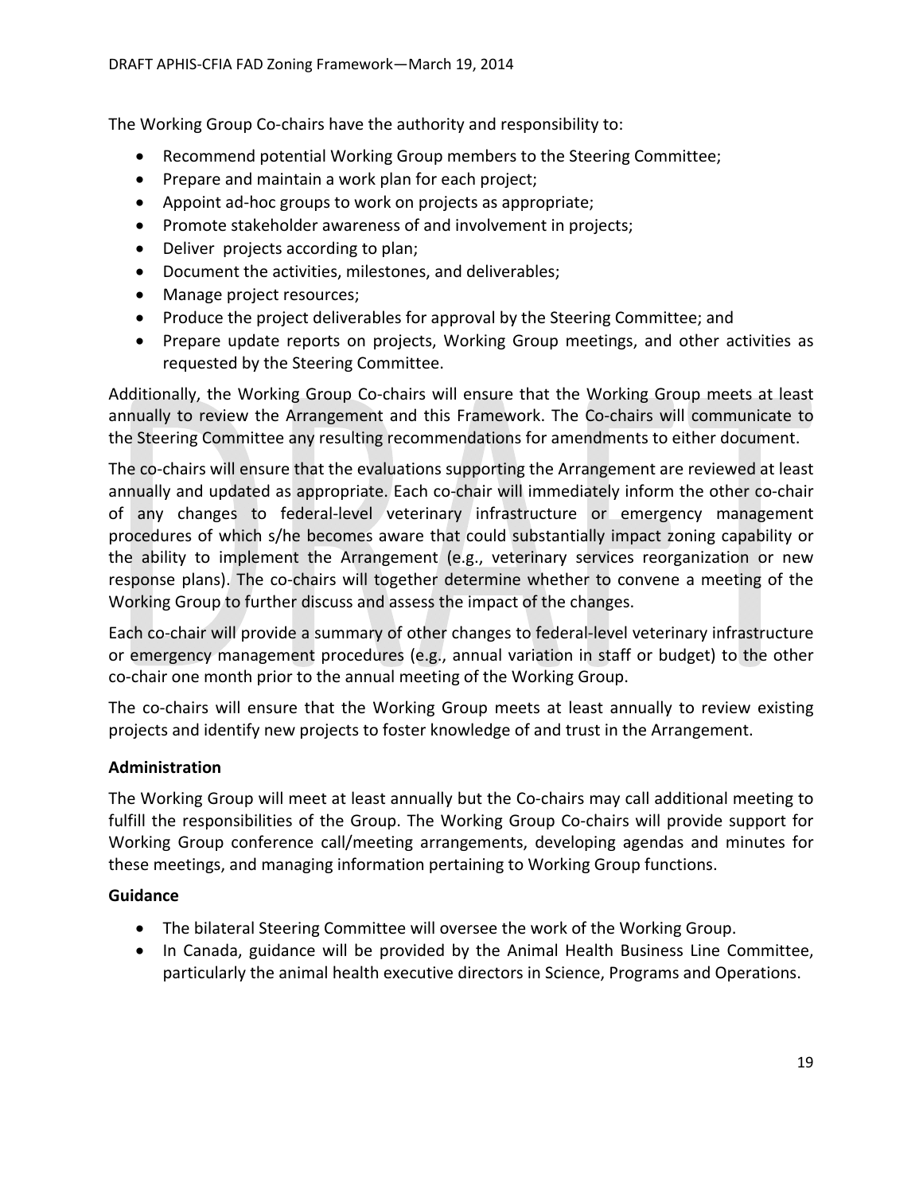The Working Group Co-chairs have the authority and responsibility to:

- Recommend potential Working Group members to the Steering Committee;
- Prepare and maintain a work plan for each project;
- Appoint ad-hoc groups to work on projects as appropriate;
- Promote stakeholder awareness of and involvement in projects;
- Deliver projects according to plan;
- Document the activities, milestones, and deliverables;
- Manage project resources;
- Produce the project deliverables for approval by the Steering Committee; and
- Prepare update reports on projects, Working Group meetings, and other activities as requested by the Steering Committee.

Additionally, the Working Group Co-chairs will ensure that the Working Group meets at least annually to review the Arrangement and this Framework. The Co-chairs will communicate to the Steering Committee any resulting recommendations for amendments to either document.

The co-chairs will ensure that the evaluations supporting the Arrangement are reviewed at least annually and updated as appropriate. Each co-chair will immediately inform the other co-chair of any changes to federal-level veterinary infrastructure or emergency management procedures of which s/he becomes aware that could substantially impact zoning capability or the ability to implement the Arrangement (e.g., veterinary services reorganization or new response plans). The co-chairs will together determine whether to convene a meeting of the Working Group to further discuss and assess the impact of the changes.

Each co-chair will provide a summary of other changes to federal-level veterinary infrastructure or emergency management procedures (e.g., annual variation in staff or budget) to the other co-chair one month prior to the annual meeting of the Working Group.

The co-chairs will ensure that the Working Group meets at least annually to review existing projects and identify new projects to foster knowledge of and trust in the Arrangement.

**Administration**

The Working Group will meet at least annually but the Co-chairs may call additional meeting to fulfill the responsibilities of the Group. The Working Group Co-chairs will provide support for Working Group conference call/meeting arrangements, developing agendas and minutes for these meetings, and managing information pertaining to Working Group functions.

**Guidance**

- The bilateral Steering Committee will oversee the work of the Working Group.
- In Canada, guidance will be provided by the Animal Health Business Line Committee, particularly the animal health executive directors in Science, Programs and Operations.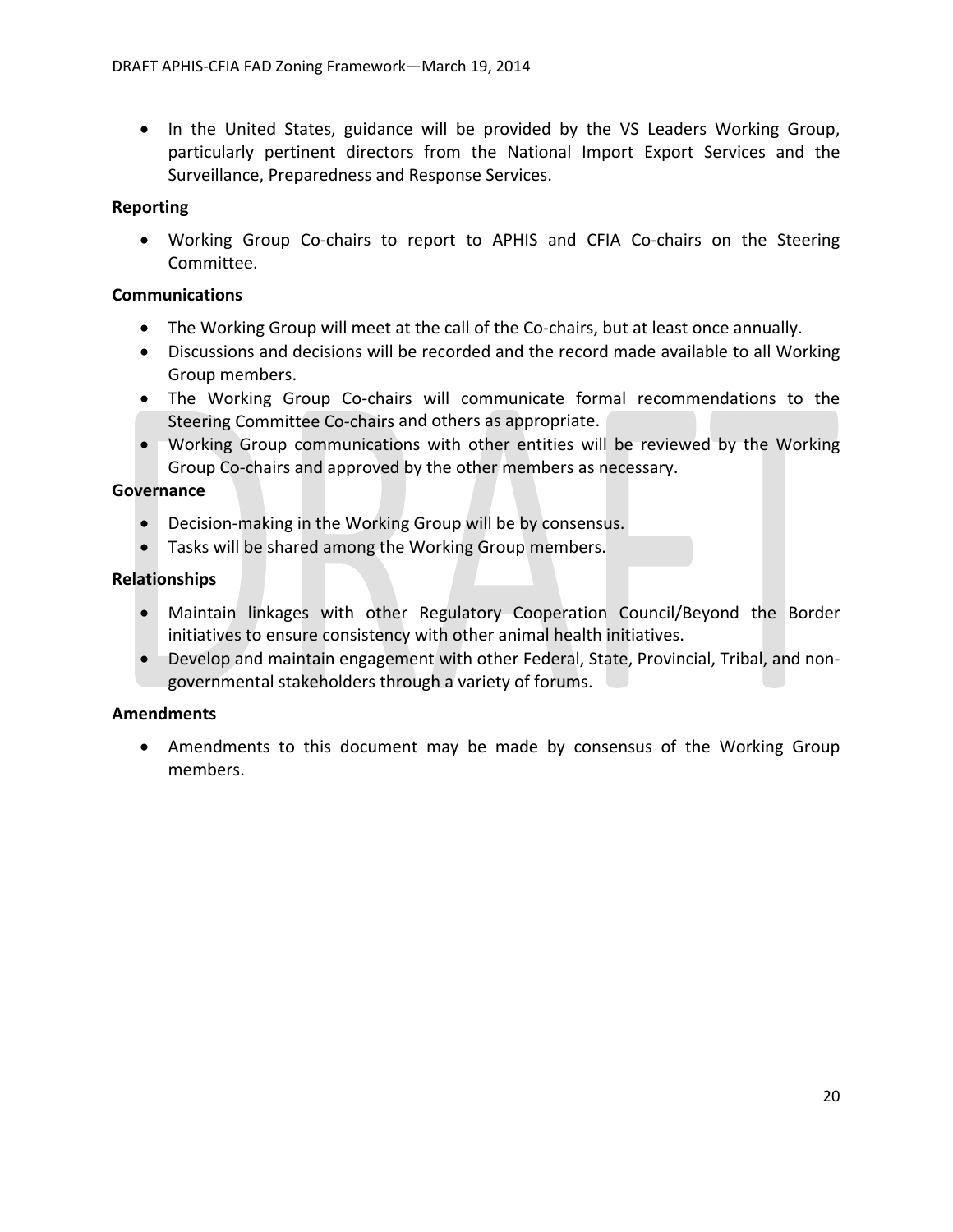- In the United States, guidance will be provided by the VS Leaders Working Group, particularly pertinent directors from the National Import Export Services and the Surveillance, Preparedness and Response Services.

**Reporting**

- Working Group Co-chairs to report to APHIS and CFIA Co-chairs on the Steering Committee.

**Communications**

- The Working Group will meet at the call of the Co-chairs, but at least once annually.
- Discussions and decisions will be recorded and the record made available to all Working Group members.
- The Working Group Co-chairs will communicate formal recommendations to the Steering Committee Co-chairs and others as appropriate.
- Working Group communications with other entities will be reviewed by the Working Group Co-chairs and approved by the other members as necessary.

**Governance**

- Decision-making in the Working Group will be by consensus.
- Tasks will be shared among the Working Group members.

**Relationships**

- Maintain linkages with other Regulatory Cooperation Council/Beyond the Border initiatives to ensure consistency with other animal health initiatives.
- Develop and maintain engagement with other Federal, State, Provincial, Tribal, and non-governmental stakeholders through a variety of forums.

**Amendments**

- Amendments to this document may be made by consensus of the Working Group members.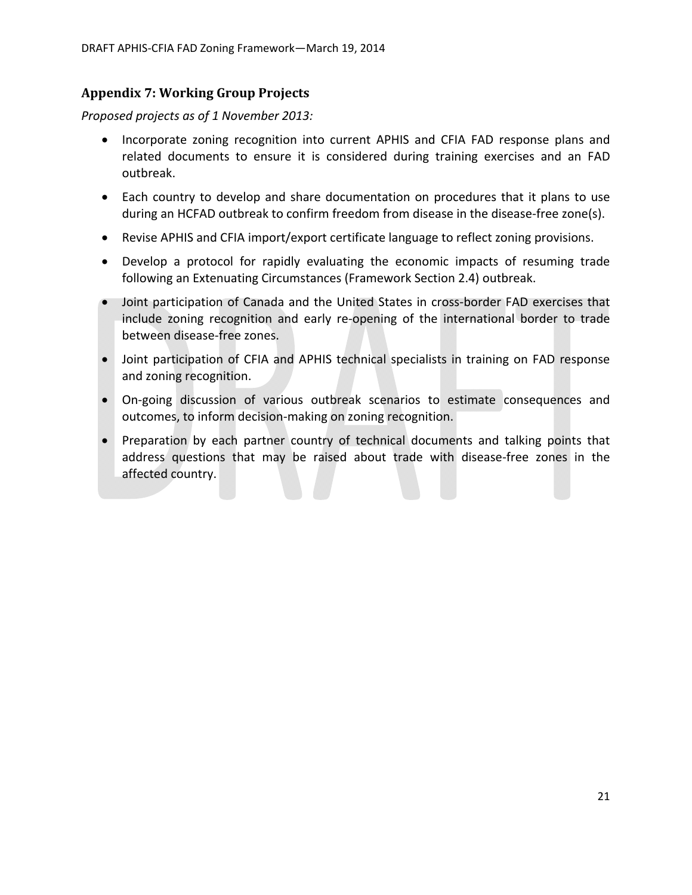## Appendix 7: Working Group Projects

*Proposed projects as of 1 November 2013:*

- Incorporate zoning recognition into current APHIS and CFIA FAD response plans and related documents to ensure it is considered during training exercises and an FAD outbreak.
- Each country to develop and share documentation on procedures that it plans to use during an HCFAD outbreak to confirm freedom from disease in the disease-free zone(s).
- Revise APHIS and CFIA import/export certificate language to reflect zoning provisions.
- Develop a protocol for rapidly evaluating the economic impacts of resuming trade following an Extenuating Circumstances (Framework Section 2.4) outbreak.
- Joint participation of Canada and the United States in cross-border FAD exercises that include zoning recognition and early re-opening of the international border to trade between disease-free zones.
- Joint participation of CFIA and APHIS technical specialists in training on FAD response and zoning recognition.
- On-going discussion of various outbreak scenarios to estimate consequences and outcomes, to inform decision-making on zoning recognition.
- Preparation by each partner country of technical documents and talking points that address questions that may be raised about trade with disease-free zones in the affected country.